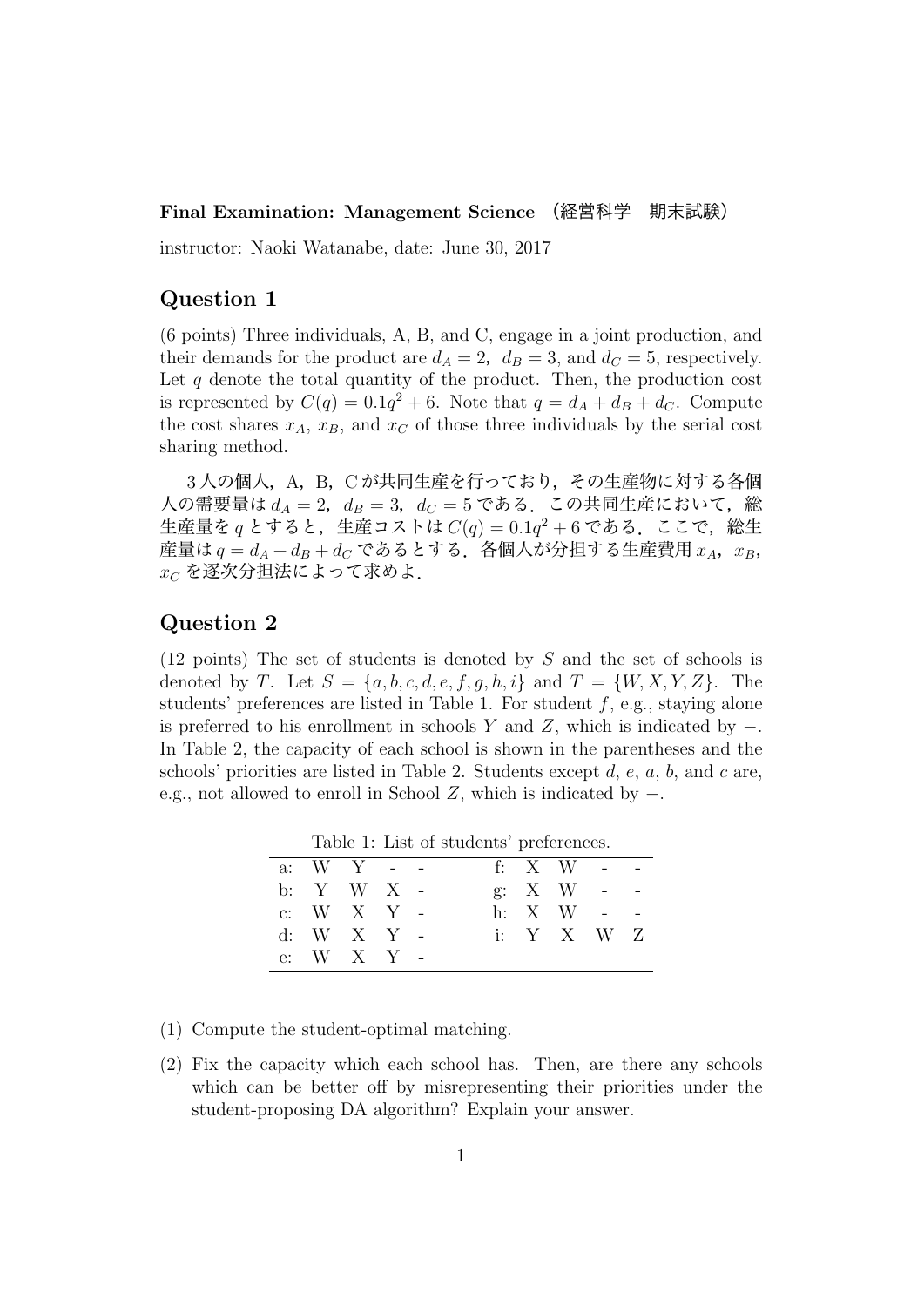**Final Examination: Management Science （経営科学　期末試験）**

instructor: Naoki Watanabe, date: June 30, 2017

## Question 1

(6 points) Three individuals, A, B, and C, engage in a joint production, and their demands for the product are $d_A = 2$, $d_B = 3$, and $d_C = 5$, respectively. Let $q$ denote the total quantity of the product. Then, the production cost is represented by $C(q) = 0.1q^2 + 6$. Note that $q = d_A + d_B + d_C$. Compute the cost shares $x_A$, $x_B$, and $x_C$ of those three individuals by the serial cost sharing method.

3人の個人，A，B，Cが共同生産を行っており，その生産物に対する各個人の需要量は $d_A = 2$，$d_B = 3$，$d_C = 5$ である．この共同生産において，総生産量を $q$ とすると，生産コストは $C(q) = 0.1q^2 + 6$ である．ここで，総生産量は $q = d_A + d_B + d_C$ であるとする．各個人が分担する生産費用 $x_A$，$x_B$，$x_C$ を逐次分担法によって求めよ．

## Question 2

(12 points) The set of students is denoted by $S$ and the set of schools is denoted by $T$. Let $S = \{a, b, c, d, e, f, g, h, i\}$ and $T = \{W, X, Y, Z\}$. The students' preferences are listed in Table 1. For student $f$, e.g., staying alone is preferred to his enrollment in schools $Y$ and $Z$, which is indicated by $-$. In Table 2, the capacity of each school is shown in the parentheses and the schools' priorities are listed in Table 2. Students except $d$, $e$, $a$, $b$, and $c$ are, e.g., not allowed to enroll in School $Z$, which is indicated by $-$.

Table 1: List of students' preferences.

| | | | | | | | | | |
|---|---|---|---|---|---|---|---|---|---|
| a: | W | Y | - | - | f: | X | W | - | - |
| b: | Y | W | X | - | g: | X | W | - | - |
| c: | W | X | Y | - | h: | X | W | - | - |
| d: | W | X | Y | - | i: | Y | X | W | Z |
| e: | W | X | Y | - | | | | | |

(1) Compute the student-optimal matching.

(2) Fix the capacity which each school has. Then, are there any schools which can be better off by misrepresenting their priorities under the student-proposing DA algorithm? Explain your answer.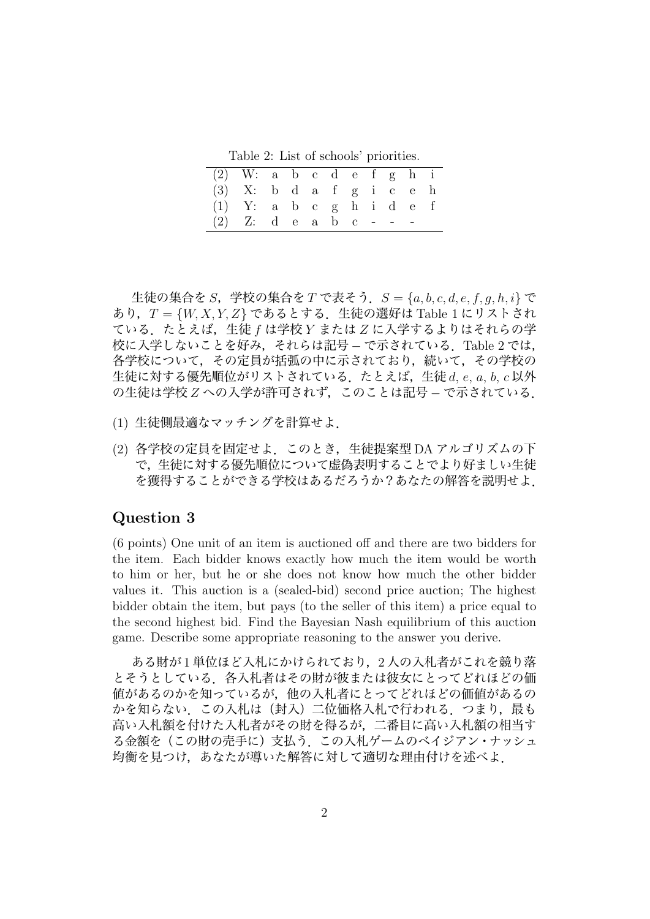Table 2: List of schools' priorities.

| | | | | | | | | | | |
|---|---|---|---|---|---|---|---|---|---|---|
| (2) | W: | a | b | c | d | e | f | g | h | i |
| (3) | X: | b | d | a | f | g | i | c | e | h |
| (1) | Y: | a | b | c | g | h | i | d | e | f |
| (2) | Z: | d | e | a | b | c | - | - | - | |

生徒の集合を $S$，学校の集合を $T$ で表そう．$S = \{a, b, c, d, e, f, g, h, i\}$ であり，$T = \{W, X, Y, Z\}$ であるとする．生徒の選好は Table 1 にリストされている．たとえば，生徒 $f$ は学校 $Y$ または $Z$ に入学するよりはそれらの学校に入学しないことを好み，それらは記号 – で示されている．Table 2 では，各学校について，その定員が括弧の中に示されており，続いて，その学校の生徒に対する優先順位がリストされている．たとえば，生徒 $d$, $e$, $a$, $b$, $c$ 以外の生徒は学校 $Z$ への入学が許可されず，このことは記号 – で示されている．

(1) 生徒側最適なマッチングを計算せよ．

(2) 各学校の定員を固定せよ．このとき，生徒提案型 DA アルゴリズムの下で，生徒に対する優先順位について虚偽表明することでより好ましい生徒を獲得することができる学校はあるだろうか？あなたの解答を説明せよ．

## Question 3

(6 points) One unit of an item is auctioned off and there are two bidders for the item. Each bidder knows exactly how much the item would be worth to him or her, but he or she does not know how much the other bidder values it. This auction is a (sealed-bid) second price auction; The highest bidder obtain the item, but pays (to the seller of this item) a price equal to the second highest bid. Find the Bayesian Nash equilibrium of this auction game. Describe some appropriate reasoning to the answer you derive.

ある財が1単位ほど入札にかけられており，2人の入札者がこれを競り落とそうとしている．各入札者はその財が彼または彼女にとってどれほどの価値があるのかを知っているが，他の入札者にとってどれほどの価値があるのかを知らない．この入札は（封入）二位価格入札で行われる．つまり，最も高い入札額を付けた入札者がその財を得るが，二番目に高い入札額の相当する金額を（この財の売手に）支払う．この入札ゲームのベイジアン・ナッシュ均衡を見つけ，あなたが導いた解答に対して適切な理由付けを述べよ．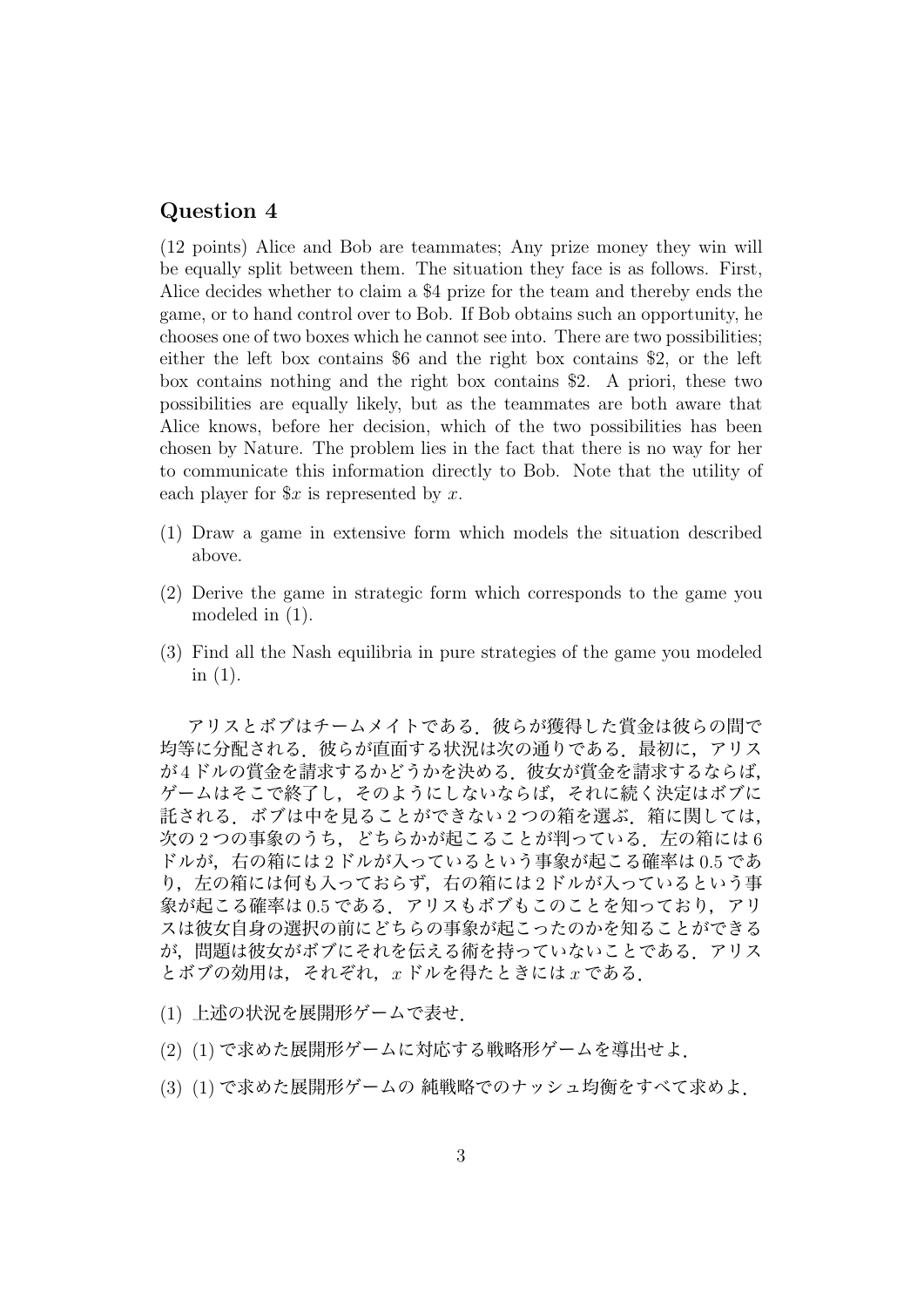## Question 4

(12 points) Alice and Bob are teammates; Any prize money they win will be equally split between them. The situation they face is as follows. First, Alice decides whether to claim a \$4 prize for the team and thereby ends the game, or to hand control over to Bob. If Bob obtains such an opportunity, he chooses one of two boxes which he cannot see into. There are two possibilities; either the left box contains \$6 and the right box contains \$2, or the left box contains nothing and the right box contains \$2. A priori, these two possibilities are equally likely, but as the teammates are both aware that Alice knows, before her decision, which of the two possibilities has been chosen by Nature. The problem lies in the fact that there is no way for her to communicate this information directly to Bob. Note that the utility of each player for $\$x$ is represented by $x$.

(1) Draw a game in extensive form which models the situation described above.

(2) Derive the game in strategic form which corresponds to the game you modeled in (1).

(3) Find all the Nash equilibria in pure strategies of the game you modeled in (1).

アリスとボブはチームメイトである．彼らが獲得した賞金は彼らの間で均等に分配される．彼らが直面する状況は次の通りである．最初に，アリスが4ドルの賞金を請求するかどうかを決める．彼女が賞金を請求するならば，ゲームはそこで終了し，そのようにしないならば，それに続く決定はボブに託される．ボブは中を見ることができない2つの箱を選ぶ．箱に関しては，次の2つの事象のうち，どちらかが起こることが判っている．左の箱には6ドルが，右の箱には2ドルが入っているという事象が起こる確率は0.5であり，左の箱には何も入っておらず，右の箱には2ドルが入っているという事象が起こる確率は0.5である．アリスもボブもこのことを知っており，アリスは彼女自身の選択の前にどちらの事象が起こったのかを知ることができるが，問題は彼女がボブにそれを伝える術を持っていないことである．アリスとボブの効用は，それぞれ，$x$ドルを得たときには$x$である．

(1) 上述の状況を展開形ゲームで表せ．

(2) (1) で求めた展開形ゲームに対応する戦略形ゲームを導出せよ．

(3) (1) で求めた展開形ゲームの 純戦略でのナッシュ均衡をすべて求めよ．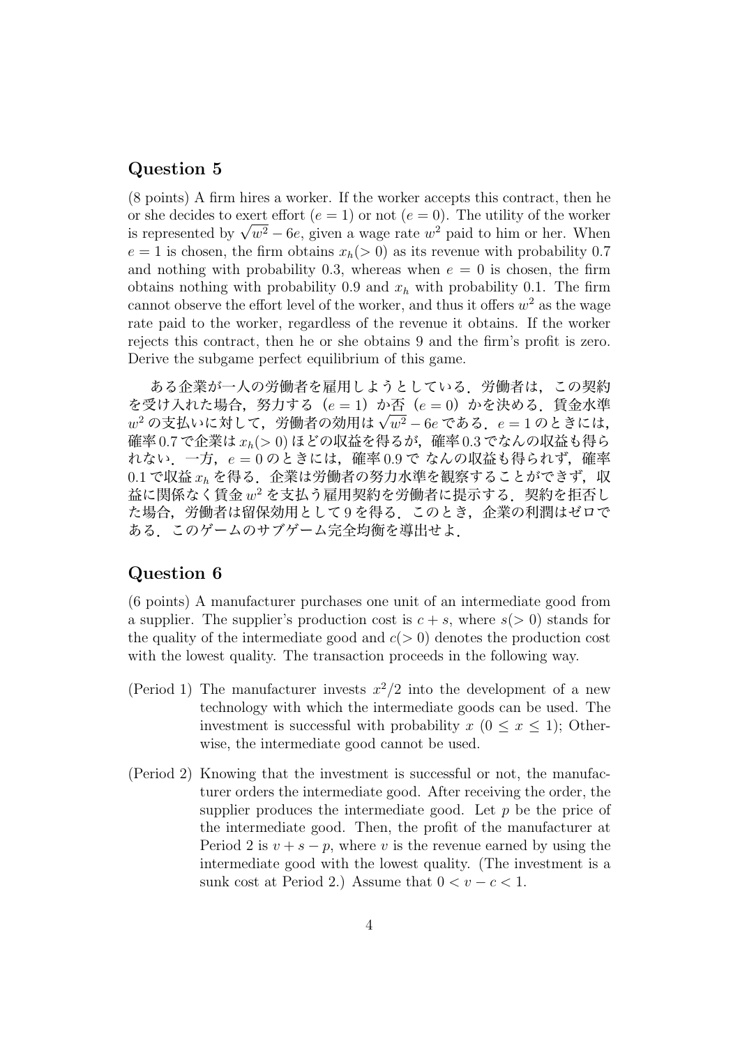## Question 5

(8 points) A firm hires a worker. If the worker accepts this contract, then he or she decides to exert effort ($e = 1$) or not ($e = 0$). The utility of the worker is represented by $\sqrt{w^2} - 6e$, given a wage rate $w^2$ paid to him or her. When $e = 1$ is chosen, the firm obtains $x_h(> 0)$ as its revenue with probability 0.7 and nothing with probability 0.3, whereas when $e = 0$ is chosen, the firm obtains nothing with probability 0.9 and $x_h$ with probability 0.1. The firm cannot observe the effort level of the worker, and thus it offers $w^2$ as the wage rate paid to the worker, regardless of the revenue it obtains. If the worker rejects this contract, then he or she obtains 9 and the firm's profit is zero. Derive the subgame perfect equilibrium of this game.

ある企業が一人の労働者を雇用しようとしている．労働者は，この契約を受け入れた場合，努力する（$e = 1$）か否（$e = 0$）かを決める．賃金水準 $w^2$ の支払いに対して，労働者の効用は $\sqrt{w^2} - 6e$ である．$e = 1$ のときには，確率 0.7 で企業は $x_h(> 0)$ ほどの収益を得るが，確率 0.3 でなんの収益も得られない．一方，$e = 0$ のときには，確率 0.9 で なんの収益も得られず，確率 0.1 で収益 $x_h$ を得る．企業は労働者の努力水準を観察することができず，収益に関係なく賃金 $w^2$ を支払う雇用契約を労働者に提示する．契約を拒否した場合，労働者は留保効用として 9 を得る．このとき，企業の利潤はゼロである．このゲームのサブゲーム完全均衡を導出せよ．

## Question 6

(6 points) A manufacturer purchases one unit of an intermediate good from a supplier. The supplier's production cost is $c + s$, where $s(> 0)$ stands for the quality of the intermediate good and $c(> 0)$ denotes the production cost with the lowest quality. The transaction proceeds in the following way.

(Period 1) The manufacturer invests $x^2/2$ into the development of a new technology with which the intermediate goods can be used. The investment is successful with probability $x$ ($0 \leq x \leq 1$); Otherwise, the intermediate good cannot be used.

(Period 2) Knowing that the investment is successful or not, the manufacturer orders the intermediate good. After receiving the order, the supplier produces the intermediate good. Let $p$ be the price of the intermediate good. Then, the profit of the manufacturer at Period 2 is $v + s - p$, where $v$ is the revenue earned by using the intermediate good with the lowest quality. (The investment is a sunk cost at Period 2.) Assume that $0 < v - c < 1$.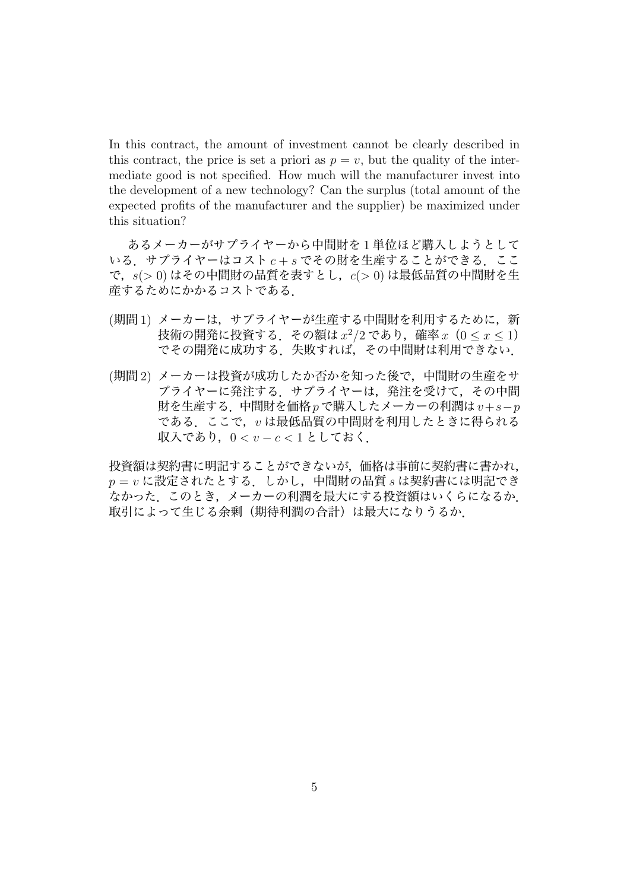In this contract, the amount of investment cannot be clearly described in this contract, the price is set a priori as $p = v$, but the quality of the intermediate good is not specified. How much will the manufacturer invest into the development of a new technology? Can the surplus (total amount of the expected profits of the manufacturer and the supplier) be maximized under this situation?

あるメーカーがサプライヤーから中間財を 1 単位ほど購入しようとしている．サプライヤーはコスト $c + s$ でその財を生産することができる．ここで，$s(> 0)$ はその中間財の品質を表すとし，$c(> 0)$ は最低品質の中間財を生産するためにかかるコストである．

(期間 1) メーカーは，サプライヤーが生産する中間財を利用するために，新技術の開発に投資する．その額は $x^2/2$ であり，確率 $x$（$0 \leq x \leq 1$）でその開発に成功する．失敗すれば，その中間財は利用できない．

(期間 2) メーカーは投資が成功したか否かを知った後で，中間財の生産をサプライヤーに発注する．サプライヤーは，発注を受けて，その中間財を生産する．中間財を価格 $p$ で購入したメーカーの利潤は $v + s - p$ である．ここで，$v$ は最低品質の中間財を利用したときに得られる収入であり，$0 < v - c < 1$ としておく．

投資額は契約書に明記することができないが，価格は事前に契約書に書かれ，$p = v$ に設定されたとする．しかし，中間財の品質 $s$ は契約書には明記できなかった．このとき，メーカーの利潤を最大にする投資額はいくらになるか．取引によって生じる余剰（期待利潤の合計）は最大になりうるか．